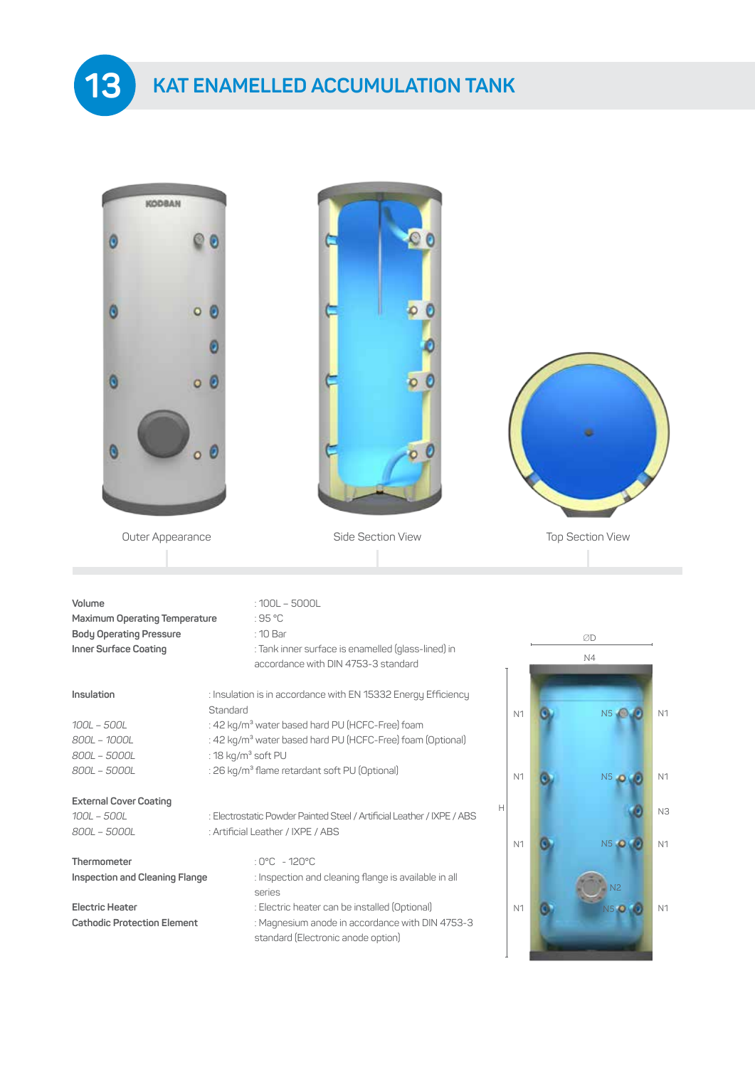# 13 KAT ENAMELLED ACCUMULATION TANK

Outer Appearance

Side Section View

Top Section View

**Volume** : 100L – 5000L
**Maximum Operating Temperature** : 95 °C
**Body Operating Pressure** : 10 Bar
**Inner Surface Coating** : Tank inner surface is enamelled (glass-lined) in accordance with DIN 4753-3 standard

**Insulation** : Insulation is in accordance with EN 15332 Energy Efficiency Standard

*100L – 500L* : 42 kg/m³ water based hard PU (HCFC-Free) foam
*800L – 1000L* : 42 kg/m³ water based hard PU (HCFC-Free) foam (Optional)
*800L – 5000L* : 18 kg/m³ soft PU
*800L – 5000L* : 26 kg/m³ flame retardant soft PU (Optional)

**External Cover Coating**

*100L – 500L* : Electrostatic Powder Painted Steel / Artificial Leather / IXPE / ABS
*800L – 5000L* : Artificial Leather / IXPE / ABS

**Thermometer** : 0°C - 120°C
**Inspection and Cleaning Flange** : Inspection and cleaning flange is available in all series
**Electric Heater** : Electric heater can be installed (Optional)
**Cathodic Protection Element** : Magnesium anode in accordance with DIN 4753-3 standard (Electronic anode option)

ØD N4 N1 N5 N1 N1 N5 N1 H N3 N1 N5 N1 N2 N1 N5 N1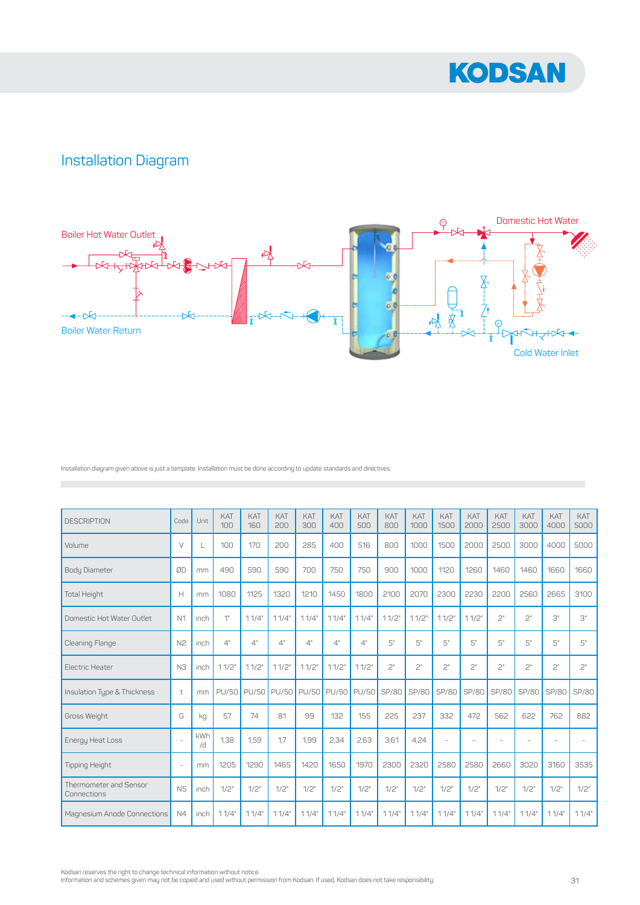KODSAN

## Installation Diagram

Boiler Hot Water Outlet

Domestic Hot Water

Boiler Water Return

Cold Water Inlet

Installation diagram given above is just a template. Installation must be done according to update standards and directives.

| DESCRIPTION | Code | Unit | KAT 100 | KAT 160 | KAT 200 | KAT 300 | KAT 400 | KAT 500 | KAT 800 | KAT 1000 | KAT 1500 | KAT 2000 | KAT 2500 | KAT 3000 | KAT 4000 | KAT 5000 |
|---|---|---|---|---|---|---|---|---|---|---|---|---|---|---|---|---|
| Volume | V | L | 100 | 170 | 200 | 285 | 400 | 516 | 800 | 1000 | 1500 | 2000 | 2500 | 3000 | 4000 | 5000 |
| Body Diameter | ØD | mm | 490 | 590 | 590 | 700 | 750 | 750 | 900 | 1000 | 1120 | 1260 | 1460 | 1460 | 1660 | 1660 |
| Total Height | H | mm | 1080 | 1125 | 1320 | 1210 | 1450 | 1800 | 2100 | 2070 | 2300 | 2230 | 2200 | 2560 | 2665 | 3100 |
| Domestic Hot Water Outlet | N1 | inch | 1" | 1 1/4" | 1 1/4" | 1 1/4" | 1 1/4" | 1 1/4" | 1 1/2" | 1 1/2" | 1 1/2" | 1 1/2" | 2" | 2" | 3" | 3" |
| Cleaning Flange | N2 | inch | 4" | 4" | 4" | 4" | 4" | 4" | 5" | 5" | 5" | 5" | 5" | 5" | 5" | 5" |
| Electric Heater | N3 | inch | 1 1/2" | 1 1/2" | 1 1/2" | 1 1/2" | 1 1/2" | 1 1/2" | 2" | 2" | 2" | 2" | 2" | 2" | 2" | 2" |
| Insulation Type & Thickness | t | mm | PU/50 | PU/50 | PU/50 | PU/50 | PU/50 | PU/50 | SP/80 | SP/80 | SP/80 | SP/80 | SP/80 | SP/80 | SP/80 | SP/80 |
| Gross Weight | G | kg | 57 | 74 | 81 | 99 | 132 | 155 | 225 | 237 | 332 | 472 | 562 | 622 | 762 | 882 |
| Energy Heat Loss | - | kWh /d | 1,38 | 1,59 | 1,7 | 1,99 | 2,34 | 2,63 | 3,61 | 4,24 | - | - | - | - | - | - |
| Tipping Height | - | mm | 1205 | 1290 | 1465 | 1420 | 1650 | 1970 | 2300 | 2320 | 2580 | 2580 | 2660 | 3020 | 3160 | 3535 |
| Thermometer and Sensor Connections | N5 | inch | 1/2" | 1/2" | 1/2" | 1/2" | 1/2" | 1/2" | 1/2" | 1/2" | 1/2" | 1/2" | 1/2" | 1/2" | 1/2" | 1/2" |
| Magnesium Anode Connections | N4 | inch | 1 1/4" | 1 1/4" | 1 1/4" | 1 1/4" | 1 1/4" | 1 1/4" | 1 1/4" | 1 1/4" | 1 1/4" | 1 1/4" | 1 1/4" | 1 1/4" | 1 1/4" | 1 1/4" |

Kodsan reserves the right to change technical information without notice.
Information and schemes given may not be copied and used without permission from Kodsan. If used, Kodsan does not take responsibility.